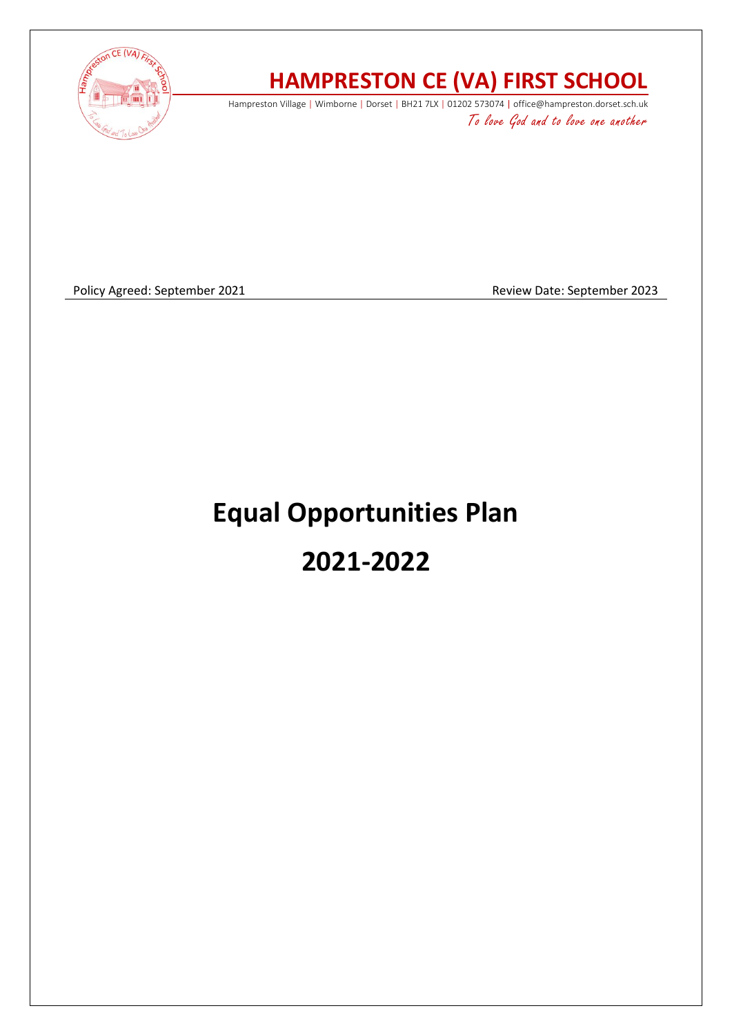# HAMPRESTON CE (VA) FIRST SCHOOL

Hampreston Village | Wimborne | Dorset | BH21 7LX | 01202 573074 | office@hampreston.dorset.sch.uk

*To love God and to love one another*

Policy Agreed: September 2021 Review Date: September 2023

# Equal Opportunities Plan

# 2021-2022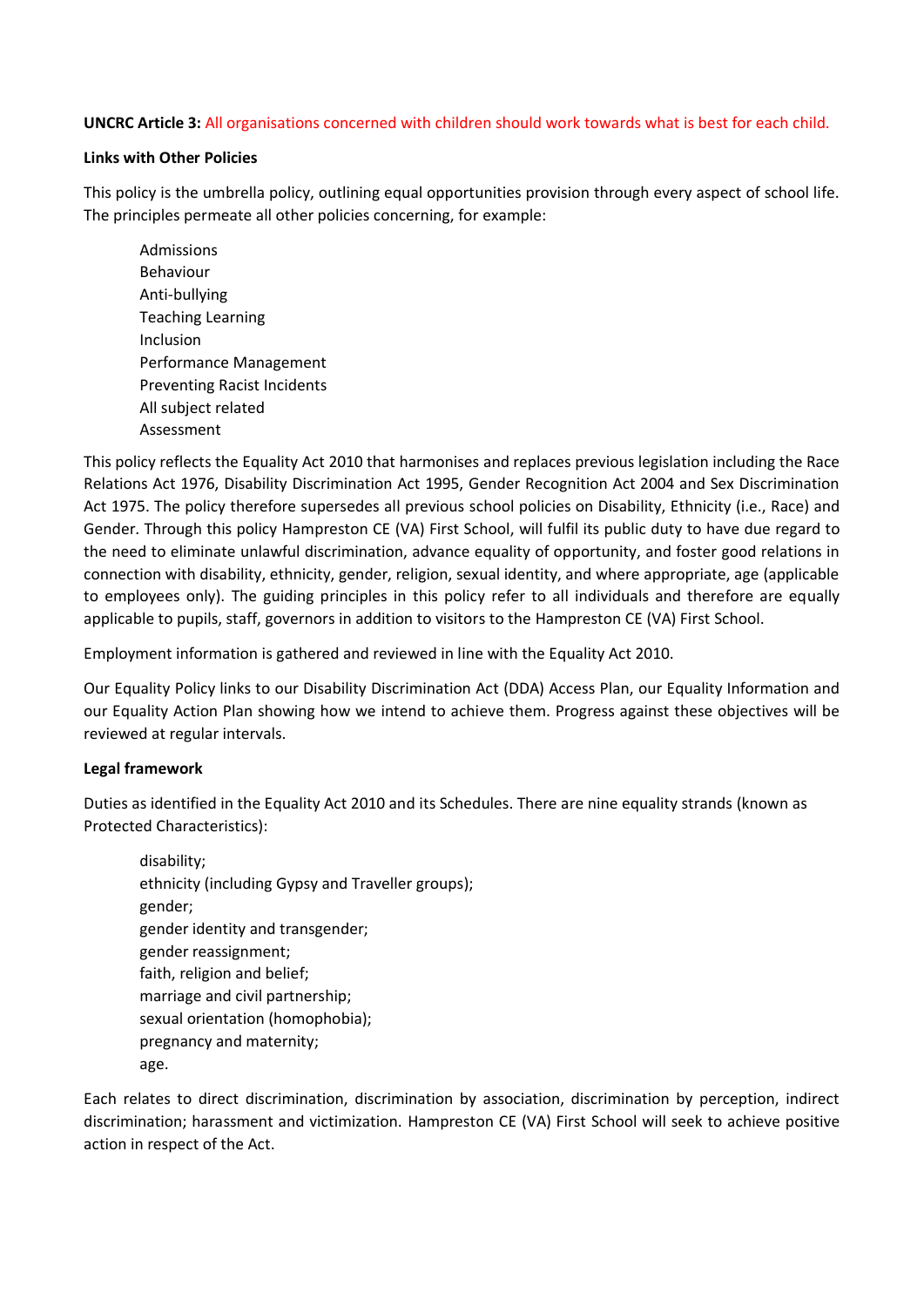**UNCRC Article 3:** All organisations concerned with children should work towards what is best for each child.

**Links with Other Policies**

This policy is the umbrella policy, outlining equal opportunities provision through every aspect of school life. The principles permeate all other policies concerning, for example:

- Admissions
- Behaviour
- Anti-bullying
- Teaching Learning
- Inclusion
- Performance Management
- Preventing Racist Incidents
- All subject related
- Assessment

This policy reflects the Equality Act 2010 that harmonises and replaces previous legislation including the Race Relations Act 1976, Disability Discrimination Act 1995, Gender Recognition Act 2004 and Sex Discrimination Act 1975. The policy therefore supersedes all previous school policies on Disability, Ethnicity (i.e., Race) and Gender. Through this policy Hampreston CE (VA) First School, will fulfil its public duty to have due regard to the need to eliminate unlawful discrimination, advance equality of opportunity, and foster good relations in connection with disability, ethnicity, gender, religion, sexual identity, and where appropriate, age (applicable to employees only). The guiding principles in this policy refer to all individuals and therefore are equally applicable to pupils, staff, governors in addition to visitors to the Hampreston CE (VA) First School.

Employment information is gathered and reviewed in line with the Equality Act 2010.

Our Equality Policy links to our Disability Discrimination Act (DDA) Access Plan, our Equality Information and our Equality Action Plan showing how we intend to achieve them. Progress against these objectives will be reviewed at regular intervals.

**Legal framework**

Duties as identified in the Equality Act 2010 and its Schedules. There are nine equality strands (known as Protected Characteristics):

- disability;
- ethnicity (including Gypsy and Traveller groups);
- gender;
- gender identity and transgender;
- gender reassignment;
- faith, religion and belief;
- marriage and civil partnership;
- sexual orientation (homophobia);
- pregnancy and maternity;
- age.

Each relates to direct discrimination, discrimination by association, discrimination by perception, indirect discrimination; harassment and victimization. Hampreston CE (VA) First School will seek to achieve positive action in respect of the Act.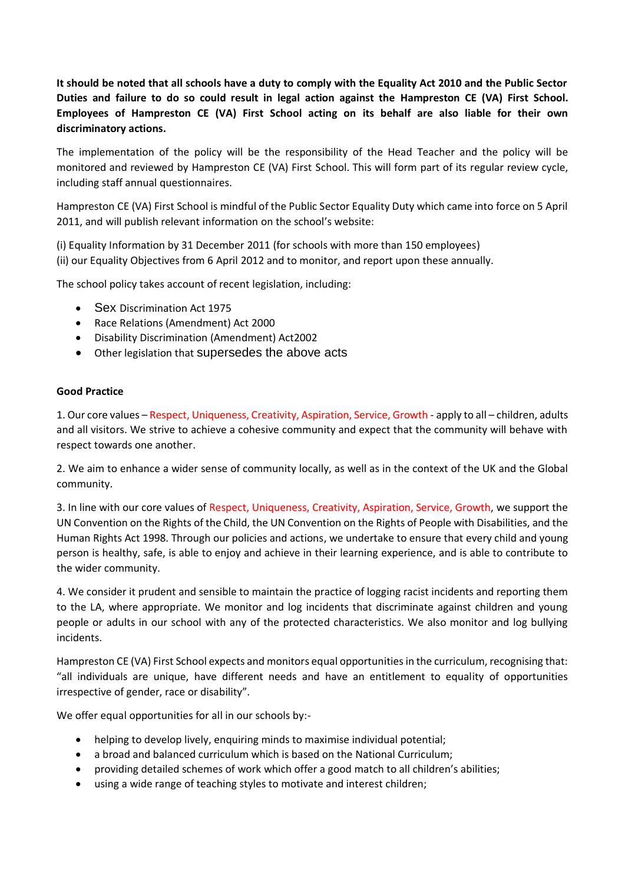**It should be noted that all schools have a duty to comply with the Equality Act 2010 and the Public Sector Duties and failure to do so could result in legal action against the Hampreston CE (VA) First School. Employees of Hampreston CE (VA) First School acting on its behalf are also liable for their own discriminatory actions.**

The implementation of the policy will be the responsibility of the Head Teacher and the policy will be monitored and reviewed by Hampreston CE (VA) First School. This will form part of its regular review cycle, including staff annual questionnaires.

Hampreston CE (VA) First School is mindful of the Public Sector Equality Duty which came into force on 5 April 2011, and will publish relevant information on the school's website:

(i) Equality Information by 31 December 2011 (for schools with more than 150 employees)
(ii) our Equality Objectives from 6 April 2012 and to monitor, and report upon these annually.

The school policy takes account of recent legislation, including:

- Sex Discrimination Act 1975
- Race Relations (Amendment) Act 2000
- Disability Discrimination (Amendment) Act2002
- Other legislation that supersedes the above acts

**Good Practice**

1. Our core values – Respect, Uniqueness, Creativity, Aspiration, Service, Growth - apply to all – children, adults and all visitors. We strive to achieve a cohesive community and expect that the community will behave with respect towards one another.

2. We aim to enhance a wider sense of community locally, as well as in the context of the UK and the Global community.

3. In line with our core values of Respect, Uniqueness, Creativity, Aspiration, Service, Growth, we support the UN Convention on the Rights of the Child, the UN Convention on the Rights of People with Disabilities, and the Human Rights Act 1998. Through our policies and actions, we undertake to ensure that every child and young person is healthy, safe, is able to enjoy and achieve in their learning experience, and is able to contribute to the wider community.

4. We consider it prudent and sensible to maintain the practice of logging racist incidents and reporting them to the LA, where appropriate. We monitor and log incidents that discriminate against children and young people or adults in our school with any of the protected characteristics. We also monitor and log bullying incidents.

Hampreston CE (VA) First School expects and monitors equal opportunities in the curriculum, recognising that: "all individuals are unique, have different needs and have an entitlement to equality of opportunities irrespective of gender, race or disability".

We offer equal opportunities for all in our schools by:-

- helping to develop lively, enquiring minds to maximise individual potential;
- a broad and balanced curriculum which is based on the National Curriculum;
- providing detailed schemes of work which offer a good match to all children's abilities;
- using a wide range of teaching styles to motivate and interest children;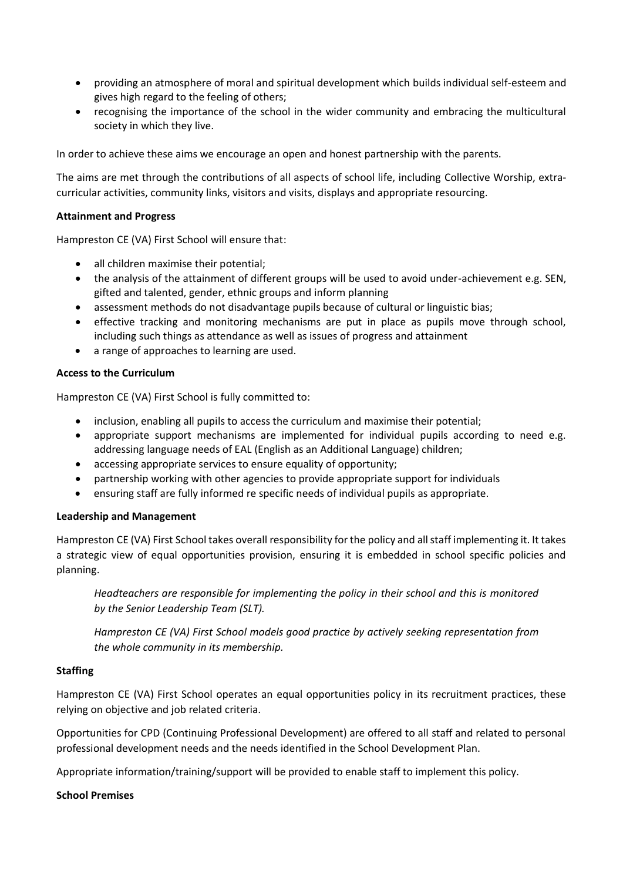- providing an atmosphere of moral and spiritual development which builds individual self-esteem and gives high regard to the feeling of others;
- recognising the importance of the school in the wider community and embracing the multicultural society in which they live.

In order to achieve these aims we encourage an open and honest partnership with the parents.

The aims are met through the contributions of all aspects of school life, including Collective Worship, extra-curricular activities, community links, visitors and visits, displays and appropriate resourcing.

**Attainment and Progress**

Hampreston CE (VA) First School will ensure that:

- all children maximise their potential;
- the analysis of the attainment of different groups will be used to avoid under-achievement e.g. SEN, gifted and talented, gender, ethnic groups and inform planning
- assessment methods do not disadvantage pupils because of cultural or linguistic bias;
- effective tracking and monitoring mechanisms are put in place as pupils move through school, including such things as attendance as well as issues of progress and attainment
- a range of approaches to learning are used.

**Access to the Curriculum**

Hampreston CE (VA) First School is fully committed to:

- inclusion, enabling all pupils to access the curriculum and maximise their potential;
- appropriate support mechanisms are implemented for individual pupils according to need e.g. addressing language needs of EAL (English as an Additional Language) children;
- accessing appropriate services to ensure equality of opportunity;
- partnership working with other agencies to provide appropriate support for individuals
- ensuring staff are fully informed re specific needs of individual pupils as appropriate.

**Leadership and Management**

Hampreston CE (VA) First School takes overall responsibility for the policy and all staff implementing it. It takes a strategic view of equal opportunities provision, ensuring it is embedded in school specific policies and planning.

*Headteachers are responsible for implementing the policy in their school and this is monitored by the Senior Leadership Team (SLT).*

*Hampreston CE (VA) First School models good practice by actively seeking representation from the whole community in its membership.*

**Staffing**

Hampreston CE (VA) First School operates an equal opportunities policy in its recruitment practices, these relying on objective and job related criteria.

Opportunities for CPD (Continuing Professional Development) are offered to all staff and related to personal professional development needs and the needs identified in the School Development Plan.

Appropriate information/training/support will be provided to enable staff to implement this policy.

**School Premises**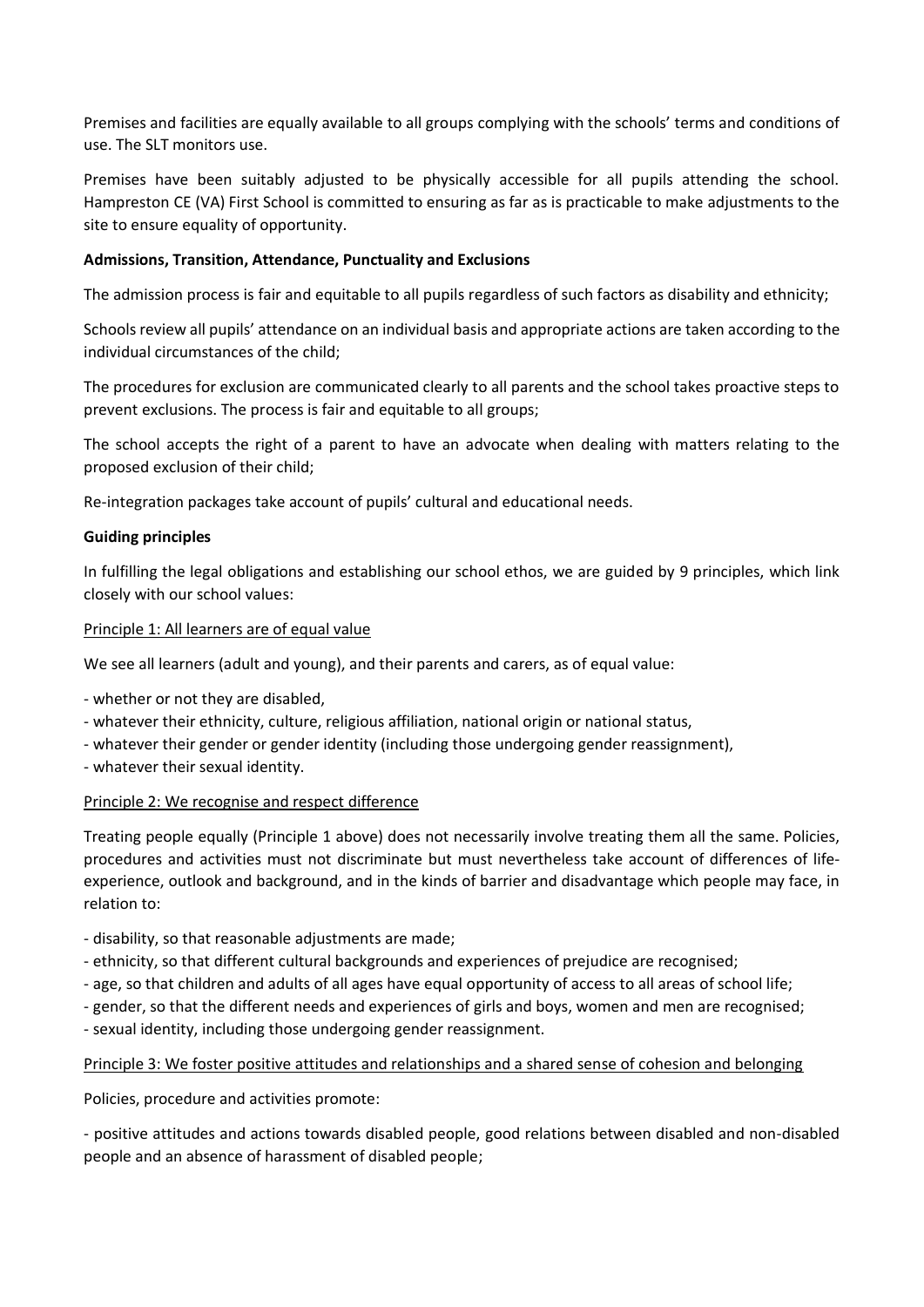Premises and facilities are equally available to all groups complying with the schools' terms and conditions of use. The SLT monitors use.

Premises have been suitably adjusted to be physically accessible for all pupils attending the school. Hampreston CE (VA) First School is committed to ensuring as far as is practicable to make adjustments to the site to ensure equality of opportunity.

**Admissions, Transition, Attendance, Punctuality and Exclusions**

The admission process is fair and equitable to all pupils regardless of such factors as disability and ethnicity;

Schools review all pupils' attendance on an individual basis and appropriate actions are taken according to the individual circumstances of the child;

The procedures for exclusion are communicated clearly to all parents and the school takes proactive steps to prevent exclusions. The process is fair and equitable to all groups;

The school accepts the right of a parent to have an advocate when dealing with matters relating to the proposed exclusion of their child;

Re-integration packages take account of pupils' cultural and educational needs.

**Guiding principles**

In fulfilling the legal obligations and establishing our school ethos, we are guided by 9 principles, which link closely with our school values:

Principle 1: All learners are of equal value

We see all learners (adult and young), and their parents and carers, as of equal value:

- whether or not they are disabled,
- whatever their ethnicity, culture, religious affiliation, national origin or national status,
- whatever their gender or gender identity (including those undergoing gender reassignment),
- whatever their sexual identity.

Principle 2: We recognise and respect difference

Treating people equally (Principle 1 above) does not necessarily involve treating them all the same. Policies, procedures and activities must not discriminate but must nevertheless take account of differences of life-experience, outlook and background, and in the kinds of barrier and disadvantage which people may face, in relation to:

- disability, so that reasonable adjustments are made;
- ethnicity, so that different cultural backgrounds and experiences of prejudice are recognised;
- age, so that children and adults of all ages have equal opportunity of access to all areas of school life;
- gender, so that the different needs and experiences of girls and boys, women and men are recognised;
- sexual identity, including those undergoing gender reassignment.

Principle 3: We foster positive attitudes and relationships and a shared sense of cohesion and belonging

Policies, procedure and activities promote:

- positive attitudes and actions towards disabled people, good relations between disabled and non-disabled people and an absence of harassment of disabled people;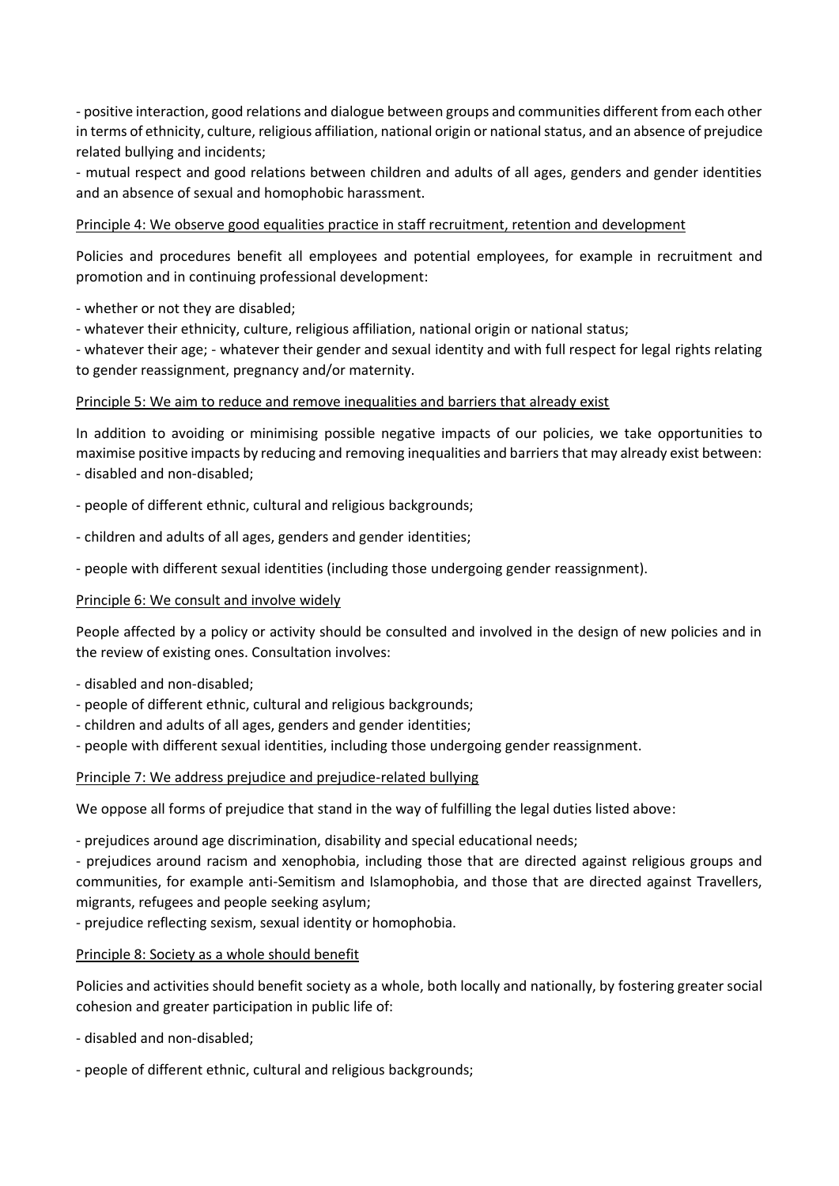- positive interaction, good relations and dialogue between groups and communities different from each other in terms of ethnicity, culture, religious affiliation, national origin or national status, and an absence of prejudice related bullying and incidents;

- mutual respect and good relations between children and adults of all ages, genders and gender identities and an absence of sexual and homophobic harassment.

<u>Principle 4: We observe good equalities practice in staff recruitment, retention and development</u>

Policies and procedures benefit all employees and potential employees, for example in recruitment and promotion and in continuing professional development:

- whether or not they are disabled;

- whatever their ethnicity, culture, religious affiliation, national origin or national status;

- whatever their age; - whatever their gender and sexual identity and with full respect for legal rights relating to gender reassignment, pregnancy and/or maternity.

<u>Principle 5: We aim to reduce and remove inequalities and barriers that already exist</u>

In addition to avoiding or minimising possible negative impacts of our policies, we take opportunities to maximise positive impacts by reducing and removing inequalities and barriers that may already exist between:

- disabled and non-disabled;

- people of different ethnic, cultural and religious backgrounds;

- children and adults of all ages, genders and gender identities;

- people with different sexual identities (including those undergoing gender reassignment).

<u>Principle 6: We consult and involve widely</u>

People affected by a policy or activity should be consulted and involved in the design of new policies and in the review of existing ones. Consultation involves:

- disabled and non-disabled;
- people of different ethnic, cultural and religious backgrounds;
- children and adults of all ages, genders and gender identities;
- people with different sexual identities, including those undergoing gender reassignment.

<u>Principle 7: We address prejudice and prejudice-related bullying</u>

We oppose all forms of prejudice that stand in the way of fulfilling the legal duties listed above:

- prejudices around age discrimination, disability and special educational needs;

- prejudices around racism and xenophobia, including those that are directed against religious groups and communities, for example anti-Semitism and Islamophobia, and those that are directed against Travellers, migrants, refugees and people seeking asylum;

- prejudice reflecting sexism, sexual identity or homophobia.

<u>Principle 8: Society as a whole should benefit</u>

Policies and activities should benefit society as a whole, both locally and nationally, by fostering greater social cohesion and greater participation in public life of:

- disabled and non-disabled;

- people of different ethnic, cultural and religious backgrounds;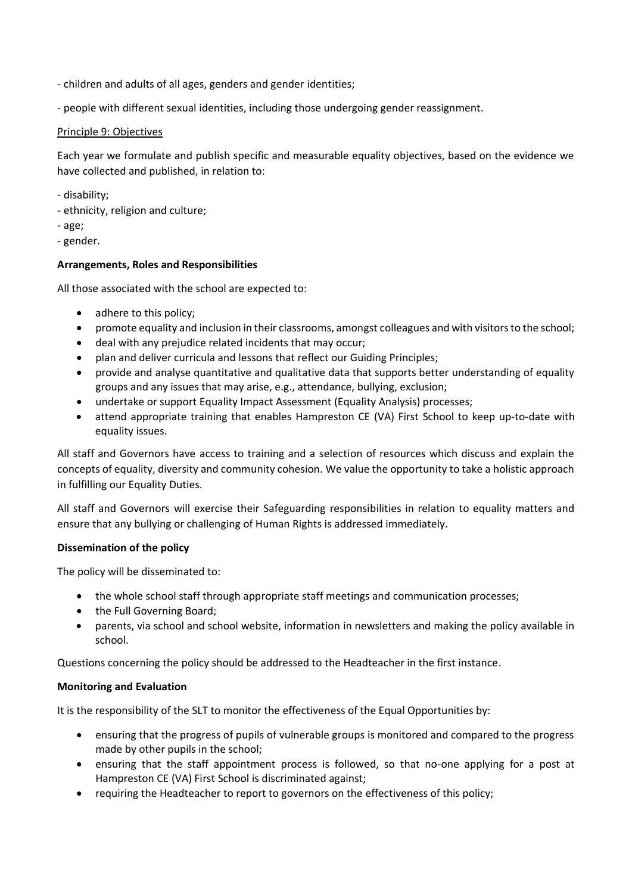- children and adults of all ages, genders and gender identities;

- people with different sexual identities, including those undergoing gender reassignment.

Principle 9: Objectives

Each year we formulate and publish specific and measurable equality objectives, based on the evidence we have collected and published, in relation to:

- disability;
- ethnicity, religion and culture;
- age;
- gender.

**Arrangements, Roles and Responsibilities**

All those associated with the school are expected to:

- adhere to this policy;
- promote equality and inclusion in their classrooms, amongst colleagues and with visitors to the school;
- deal with any prejudice related incidents that may occur;
- plan and deliver curricula and lessons that reflect our Guiding Principles;
- provide and analyse quantitative and qualitative data that supports better understanding of equality groups and any issues that may arise, e.g., attendance, bullying, exclusion;
- undertake or support Equality Impact Assessment (Equality Analysis) processes;
- attend appropriate training that enables Hampreston CE (VA) First School to keep up-to-date with equality issues.

All staff and Governors have access to training and a selection of resources which discuss and explain the concepts of equality, diversity and community cohesion. We value the opportunity to take a holistic approach in fulfilling our Equality Duties.

All staff and Governors will exercise their Safeguarding responsibilities in relation to equality matters and ensure that any bullying or challenging of Human Rights is addressed immediately.

**Dissemination of the policy**

The policy will be disseminated to:

- the whole school staff through appropriate staff meetings and communication processes;
- the Full Governing Board;
- parents, via school and school website, information in newsletters and making the policy available in school.

Questions concerning the policy should be addressed to the Headteacher in the first instance.

**Monitoring and Evaluation**

It is the responsibility of the SLT to monitor the effectiveness of the Equal Opportunities by:

- ensuring that the progress of pupils of vulnerable groups is monitored and compared to the progress made by other pupils in the school;
- ensuring that the staff appointment process is followed, so that no-one applying for a post at Hampreston CE (VA) First School is discriminated against;
- requiring the Headteacher to report to governors on the effectiveness of this policy;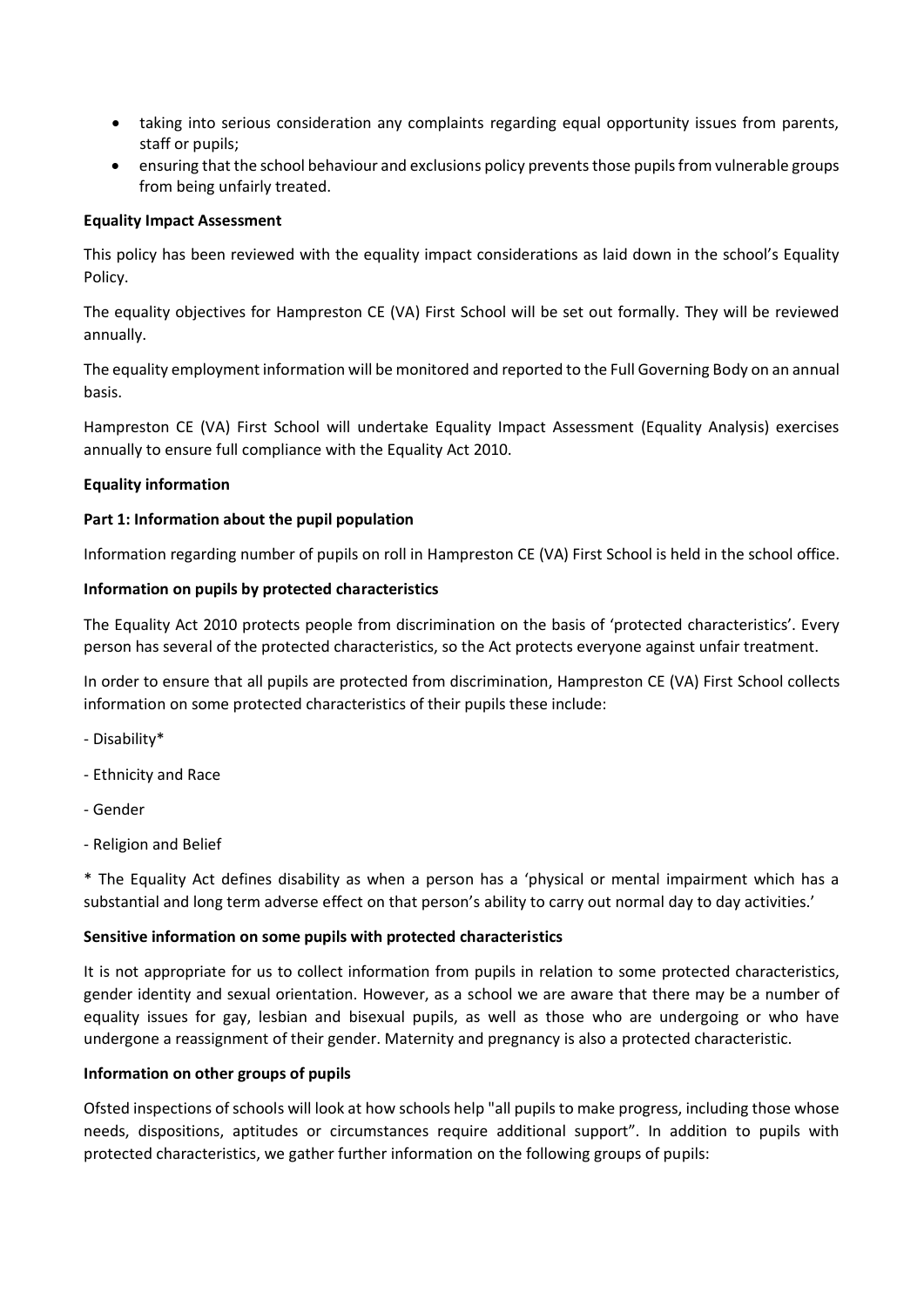- taking into serious consideration any complaints regarding equal opportunity issues from parents, staff or pupils;
- ensuring that the school behaviour and exclusions policy prevents those pupils from vulnerable groups from being unfairly treated.

**Equality Impact Assessment**

This policy has been reviewed with the equality impact considerations as laid down in the school's Equality Policy.

The equality objectives for Hampreston CE (VA) First School will be set out formally. They will be reviewed annually.

The equality employment information will be monitored and reported to the Full Governing Body on an annual basis.

Hampreston CE (VA) First School will undertake Equality Impact Assessment (Equality Analysis) exercises annually to ensure full compliance with the Equality Act 2010.

**Equality information**

**Part 1: Information about the pupil population**

Information regarding number of pupils on roll in Hampreston CE (VA) First School is held in the school office.

**Information on pupils by protected characteristics**

The Equality Act 2010 protects people from discrimination on the basis of 'protected characteristics'. Every person has several of the protected characteristics, so the Act protects everyone against unfair treatment.

In order to ensure that all pupils are protected from discrimination, Hampreston CE (VA) First School collects information on some protected characteristics of their pupils these include:

- Disability*

- Ethnicity and Race

- Gender

- Religion and Belief

* The Equality Act defines disability as when a person has a 'physical or mental impairment which has a substantial and long term adverse effect on that person's ability to carry out normal day to day activities.'

**Sensitive information on some pupils with protected characteristics**

It is not appropriate for us to collect information from pupils in relation to some protected characteristics, gender identity and sexual orientation. However, as a school we are aware that there may be a number of equality issues for gay, lesbian and bisexual pupils, as well as those who are undergoing or who have undergone a reassignment of their gender. Maternity and pregnancy is also a protected characteristic.

**Information on other groups of pupils**

Ofsted inspections of schools will look at how schools help "all pupils to make progress, including those whose needs, dispositions, aptitudes or circumstances require additional support". In addition to pupils with protected characteristics, we gather further information on the following groups of pupils: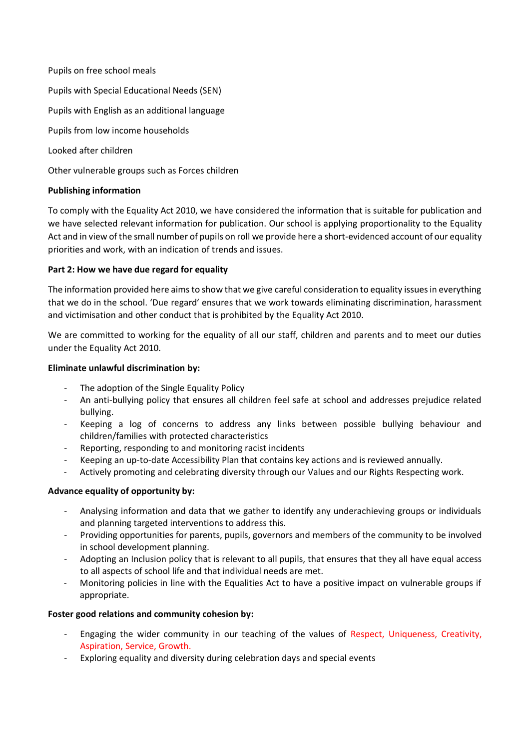Pupils on free school meals

Pupils with Special Educational Needs (SEN)

Pupils with English as an additional language

Pupils from low income households

Looked after children

Other vulnerable groups such as Forces children

**Publishing information**

To comply with the Equality Act 2010, we have considered the information that is suitable for publication and we have selected relevant information for publication. Our school is applying proportionality to the Equality Act and in view of the small number of pupils on roll we provide here a short-evidenced account of our equality priorities and work, with an indication of trends and issues.

**Part 2: How we have due regard for equality**

The information provided here aims to show that we give careful consideration to equality issues in everything that we do in the school. 'Due regard' ensures that we work towards eliminating discrimination, harassment and victimisation and other conduct that is prohibited by the Equality Act 2010.

We are committed to working for the equality of all our staff, children and parents and to meet our duties under the Equality Act 2010.

**Eliminate unlawful discrimination by:**

- The adoption of the Single Equality Policy
- An anti-bullying policy that ensures all children feel safe at school and addresses prejudice related bullying.
- Keeping a log of concerns to address any links between possible bullying behaviour and children/families with protected characteristics
- Reporting, responding to and monitoring racist incidents
- Keeping an up-to-date Accessibility Plan that contains key actions and is reviewed annually.
- Actively promoting and celebrating diversity through our Values and our Rights Respecting work.

**Advance equality of opportunity by:**

- Analysing information and data that we gather to identify any underachieving groups or individuals and planning targeted interventions to address this.
- Providing opportunities for parents, pupils, governors and members of the community to be involved in school development planning.
- Adopting an Inclusion policy that is relevant to all pupils, that ensures that they all have equal access to all aspects of school life and that individual needs are met.
- Monitoring policies in line with the Equalities Act to have a positive impact on vulnerable groups if appropriate.

**Foster good relations and community cohesion by:**

- Engaging the wider community in our teaching of the values of Respect, Uniqueness, Creativity, Aspiration, Service, Growth.
- Exploring equality and diversity during celebration days and special events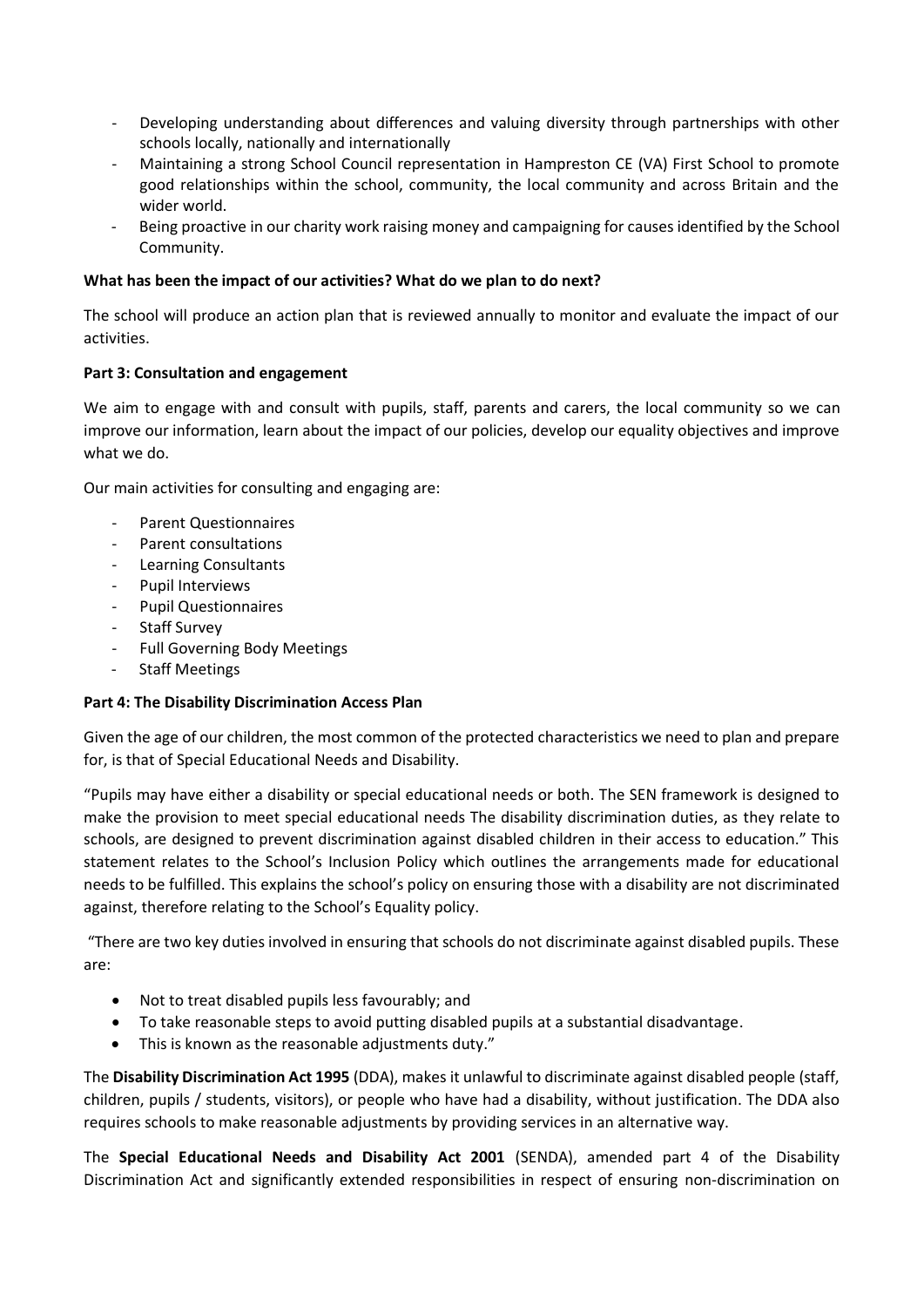- Developing understanding about differences and valuing diversity through partnerships with other schools locally, nationally and internationally
- Maintaining a strong School Council representation in Hampreston CE (VA) First School to promote good relationships within the school, community, the local community and across Britain and the wider world.
- Being proactive in our charity work raising money and campaigning for causes identified by the School Community.

**What has been the impact of our activities? What do we plan to do next?**

The school will produce an action plan that is reviewed annually to monitor and evaluate the impact of our activities.

**Part 3: Consultation and engagement**

We aim to engage with and consult with pupils, staff, parents and carers, the local community so we can improve our information, learn about the impact of our policies, develop our equality objectives and improve what we do.

Our main activities for consulting and engaging are:

- Parent Questionnaires
- Parent consultations
- Learning Consultants
- Pupil Interviews
- Pupil Questionnaires
- Staff Survey
- Full Governing Body Meetings
- Staff Meetings

**Part 4: The Disability Discrimination Access Plan**

Given the age of our children, the most common of the protected characteristics we need to plan and prepare for, is that of Special Educational Needs and Disability.

"Pupils may have either a disability or special educational needs or both. The SEN framework is designed to make the provision to meet special educational needs The disability discrimination duties, as they relate to schools, are designed to prevent discrimination against disabled children in their access to education." This statement relates to the School's Inclusion Policy which outlines the arrangements made for educational needs to be fulfilled. This explains the school's policy on ensuring those with a disability are not discriminated against, therefore relating to the School's Equality policy.

"There are two key duties involved in ensuring that schools do not discriminate against disabled pupils. These are:

- Not to treat disabled pupils less favourably; and
- To take reasonable steps to avoid putting disabled pupils at a substantial disadvantage.
- This is known as the reasonable adjustments duty."

The **Disability Discrimination Act 1995** (DDA), makes it unlawful to discriminate against disabled people (staff, children, pupils / students, visitors), or people who have had a disability, without justification. The DDA also requires schools to make reasonable adjustments by providing services in an alternative way.

The **Special Educational Needs and Disability Act 2001** (SENDA), amended part 4 of the Disability Discrimination Act and significantly extended responsibilities in respect of ensuring non-discrimination on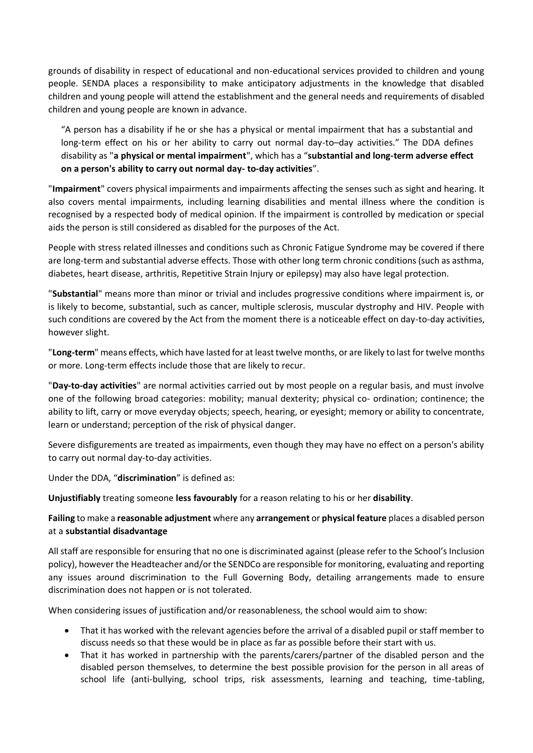grounds of disability in respect of educational and non-educational services provided to children and young people. SENDA places a responsibility to make anticipatory adjustments in the knowledge that disabled children and young people will attend the establishment and the general needs and requirements of disabled children and young people are known in advance.

> "A person has a disability if he or she has a physical or mental impairment that has a substantial and long-term effect on his or her ability to carry out normal day-to–day activities." The DDA defines disability as "**a physical or mental impairment**", which has a "**substantial and long-term adverse effect on a person's ability to carry out normal day- to-day activities**".

"**Impairment**" covers physical impairments and impairments affecting the senses such as sight and hearing. It also covers mental impairments, including learning disabilities and mental illness where the condition is recognised by a respected body of medical opinion. If the impairment is controlled by medication or special aids the person is still considered as disabled for the purposes of the Act.

People with stress related illnesses and conditions such as Chronic Fatigue Syndrome may be covered if there are long-term and substantial adverse effects. Those with other long term chronic conditions (such as asthma, diabetes, heart disease, arthritis, Repetitive Strain Injury or epilepsy) may also have legal protection.

"**Substantial**" means more than minor or trivial and includes progressive conditions where impairment is, or is likely to become, substantial, such as cancer, multiple sclerosis, muscular dystrophy and HIV. People with such conditions are covered by the Act from the moment there is a noticeable effect on day-to-day activities, however slight.

"**Long-term**" means effects, which have lasted for at least twelve months, or are likely to last for twelve months or more. Long-term effects include those that are likely to recur.

"**Day-to-day activities**" are normal activities carried out by most people on a regular basis, and must involve one of the following broad categories: mobility; manual dexterity; physical co- ordination; continence; the ability to lift, carry or move everyday objects; speech, hearing, or eyesight; memory or ability to concentrate, learn or understand; perception of the risk of physical danger.

Severe disfigurements are treated as impairments, even though they may have no effect on a person's ability to carry out normal day-to-day activities.

Under the DDA, "**discrimination**" is defined as:

**Unjustifiably** treating someone **less favourably** for a reason relating to his or her **disability**.

**Failing** to make a **reasonable adjustment** where any **arrangement** or **physical feature** places a disabled person at a **substantial disadvantage**

All staff are responsible for ensuring that no one is discriminated against (please refer to the School's Inclusion policy), however the Headteacher and/or the SENDCo are responsible for monitoring, evaluating and reporting any issues around discrimination to the Full Governing Body, detailing arrangements made to ensure discrimination does not happen or is not tolerated.

When considering issues of justification and/or reasonableness, the school would aim to show:

- That it has worked with the relevant agencies before the arrival of a disabled pupil or staff member to discuss needs so that these would be in place as far as possible before their start with us.
- That it has worked in partnership with the parents/carers/partner of the disabled person and the disabled person themselves, to determine the best possible provision for the person in all areas of school life (anti-bullying, school trips, risk assessments, learning and teaching, time-tabling,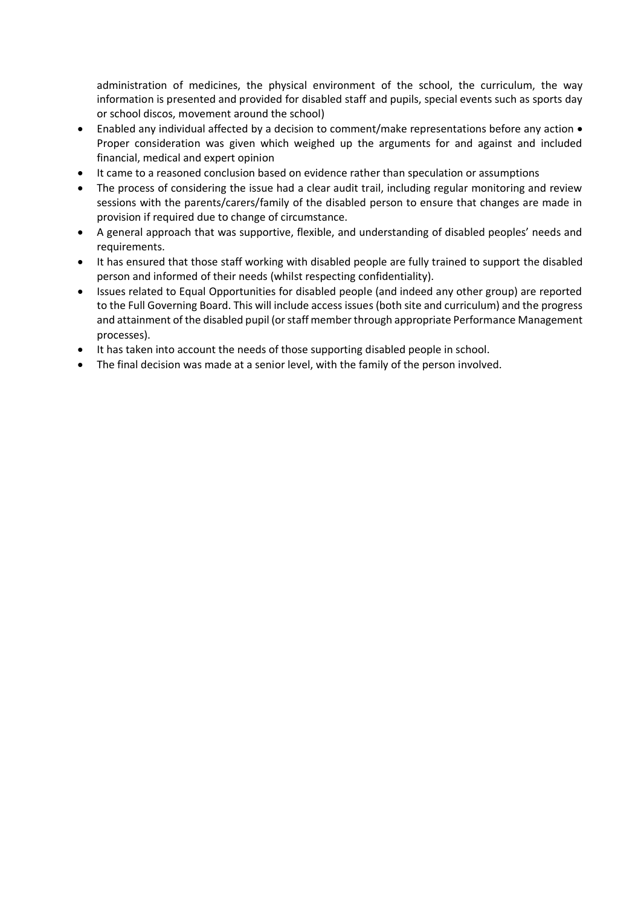administration of medicines, the physical environment of the school, the curriculum, the way information is presented and provided for disabled staff and pupils, special events such as sports day or school discos, movement around the school)

- Enabled any individual affected by a decision to comment/make representations before any action • Proper consideration was given which weighed up the arguments for and against and included financial, medical and expert opinion
- It came to a reasoned conclusion based on evidence rather than speculation or assumptions
- The process of considering the issue had a clear audit trail, including regular monitoring and review sessions with the parents/carers/family of the disabled person to ensure that changes are made in provision if required due to change of circumstance.
- A general approach that was supportive, flexible, and understanding of disabled peoples' needs and requirements.
- It has ensured that those staff working with disabled people are fully trained to support the disabled person and informed of their needs (whilst respecting confidentiality).
- Issues related to Equal Opportunities for disabled people (and indeed any other group) are reported to the Full Governing Board. This will include access issues (both site and curriculum) and the progress and attainment of the disabled pupil (or staff member through appropriate Performance Management processes).
- It has taken into account the needs of those supporting disabled people in school.
- The final decision was made at a senior level, with the family of the person involved.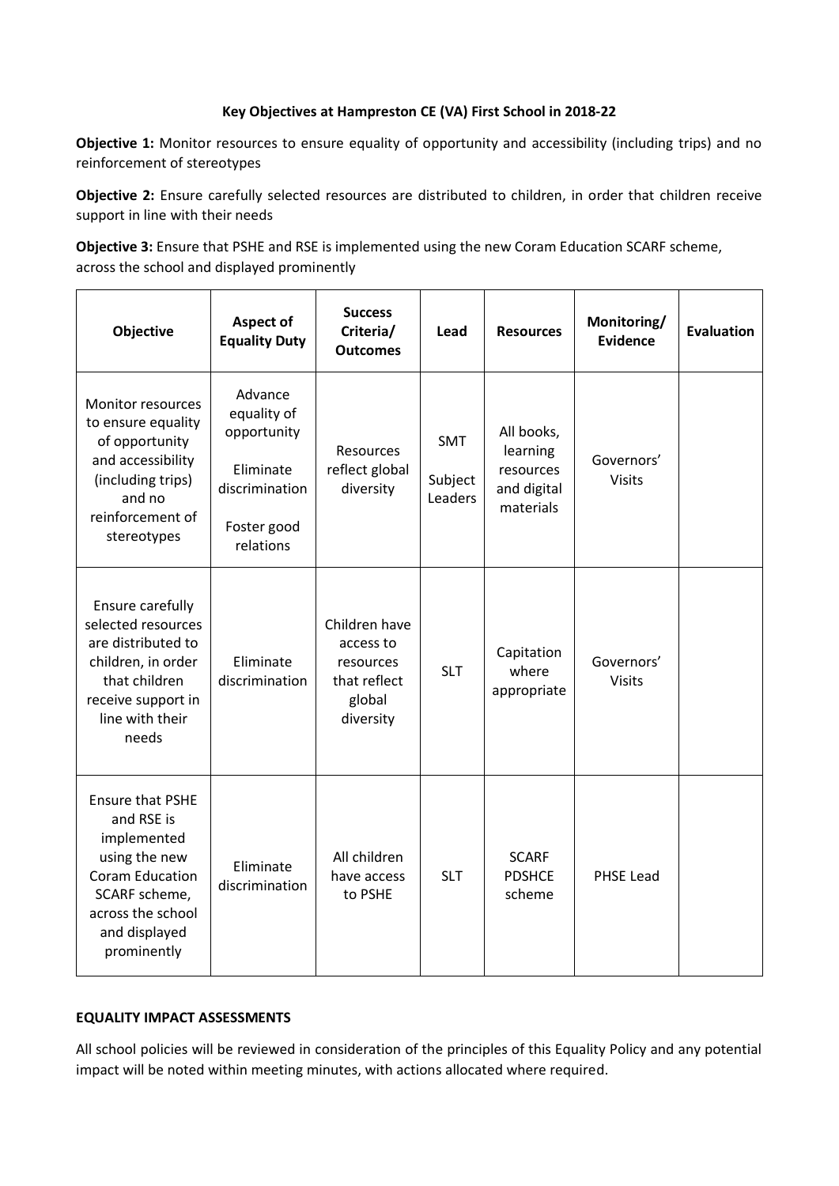**Key Objectives at Hampreston CE (VA) First School in 2018-22**

**Objective 1:** Monitor resources to ensure equality of opportunity and accessibility (including trips) and no reinforcement of stereotypes

**Objective 2:** Ensure carefully selected resources are distributed to children, in order that children receive support in line with their needs

**Objective 3:** Ensure that PSHE and RSE is implemented using the new Coram Education SCARF scheme, across the school and displayed prominently

| Objective | Aspect of Equality Duty | Success Criteria/ Outcomes | Lead | Resources | Monitoring/ Evidence | Evaluation |
|---|---|---|---|---|---|---|
| Monitor resources to ensure equality of opportunity and accessibility (including trips) and no reinforcement of stereotypes | Advance equality of opportunity<br><br>Eliminate discrimination<br><br>Foster good relations | Resources reflect global diversity | SMT<br><br>Subject Leaders | All books, learning resources and digital materials | Governors' Visits | |
| Ensure carefully selected resources are distributed to children, in order that children receive support in line with their needs | Eliminate discrimination | Children have access to resources that reflect global diversity | SLT | Capitation where appropriate | Governors' Visits | |
| Ensure that PSHE and RSE is implemented using the new Coram Education SCARF scheme, across the school and displayed prominently | Eliminate discrimination | All children have access to PSHE | SLT | SCARF PDSHCE scheme | PHSE Lead | |

**EQUALITY IMPACT ASSESSMENTS**

All school policies will be reviewed in consideration of the principles of this Equality Policy and any potential impact will be noted within meeting minutes, with actions allocated where required.